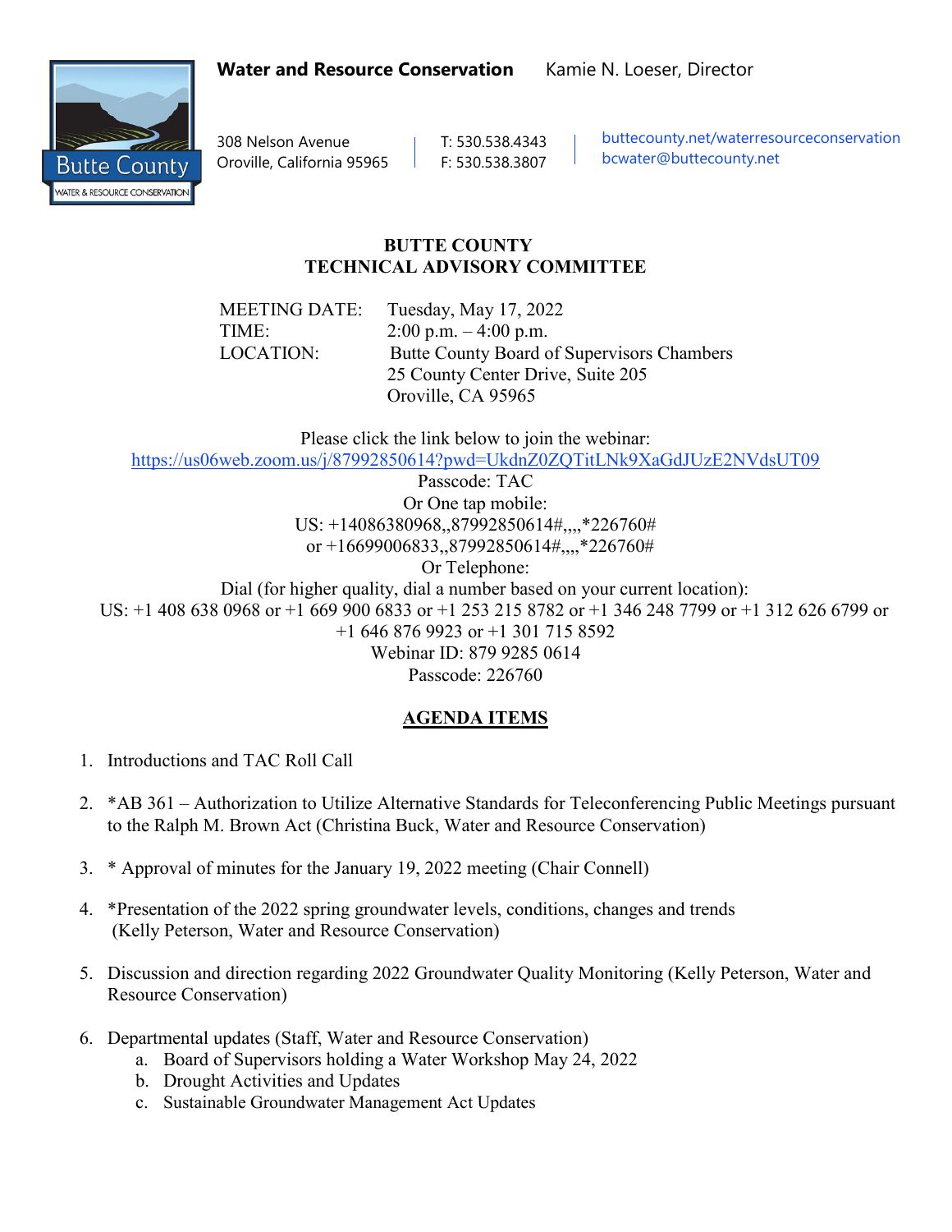**Water and Resource Conservation** Kamie N. Loeser, Director

308 Nelson Avenue
Oroville, California 95965

T: 530.538.4343
F: 530.538.3807

buttecounty.net/waterresourceconservation
bcwater@buttecounty.net

# BUTTE COUNTY
# TECHNICAL ADVISORY COMMITTEE

MEETING DATE: Tuesday, May 17, 2022
TIME: 2:00 p.m. – 4:00 p.m.
LOCATION: Butte County Board of Supervisors Chambers
25 County Center Drive, Suite 205
Oroville, CA 95965

Please click the link below to join the webinar:
https://us06web.zoom.us/j/87992850614?pwd=UkdnZ0ZQTitLNk9XaGdJUzE2NVdsUT09
Passcode: TAC
Or One tap mobile:
US: +14086380968,,87992850614#,,,,*226760#
or +16699006833,,87992850614#,,,,*226760#
Or Telephone:
Dial (for higher quality, dial a number based on your current location):
US: +1 408 638 0968 or +1 669 900 6833 or +1 253 215 8782 or +1 346 248 7799 or +1 312 626 6799 or +1 646 876 9923 or +1 301 715 8592
Webinar ID: 879 9285 0614
Passcode: 226760

## AGENDA ITEMS

1. Introductions and TAC Roll Call

2. *AB 361 – Authorization to Utilize Alternative Standards for Teleconferencing Public Meetings pursuant to the Ralph M. Brown Act (Christina Buck, Water and Resource Conservation)

3. * Approval of minutes for the January 19, 2022 meeting (Chair Connell)

4. *Presentation of the 2022 spring groundwater levels, conditions, changes and trends (Kelly Peterson, Water and Resource Conservation)

5. Discussion and direction regarding 2022 Groundwater Quality Monitoring (Kelly Peterson, Water and Resource Conservation)

6. Departmental updates (Staff, Water and Resource Conservation)
   a. Board of Supervisors holding a Water Workshop May 24, 2022
   b. Drought Activities and Updates
   c. Sustainable Groundwater Management Act Updates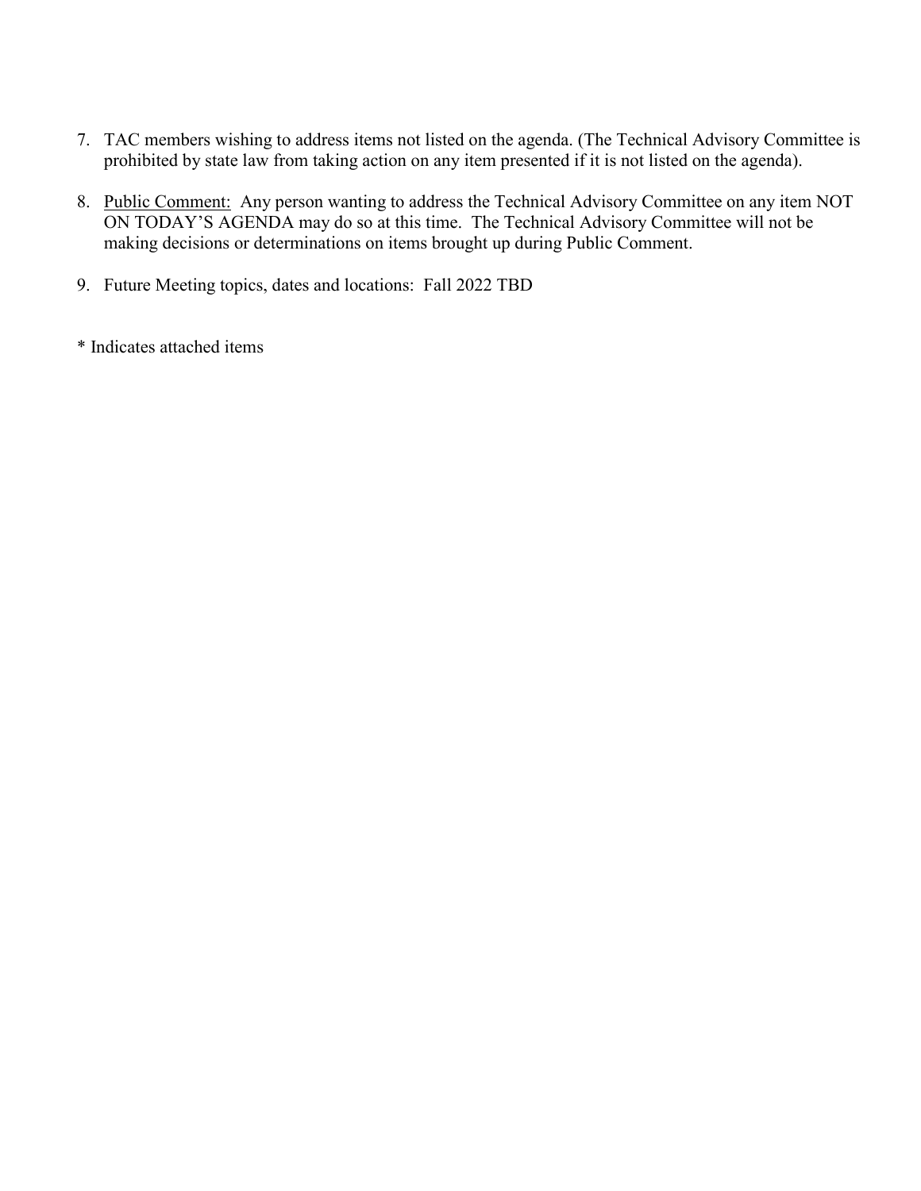7. TAC members wishing to address items not listed on the agenda. (The Technical Advisory Committee is prohibited by state law from taking action on any item presented if it is not listed on the agenda).

8. <u>Public Comment:</u> Any person wanting to address the Technical Advisory Committee on any item NOT ON TODAY'S AGENDA may do so at this time. The Technical Advisory Committee will not be making decisions or determinations on items brought up during Public Comment.

9. Future Meeting topics, dates and locations: Fall 2022 TBD

* Indicates attached items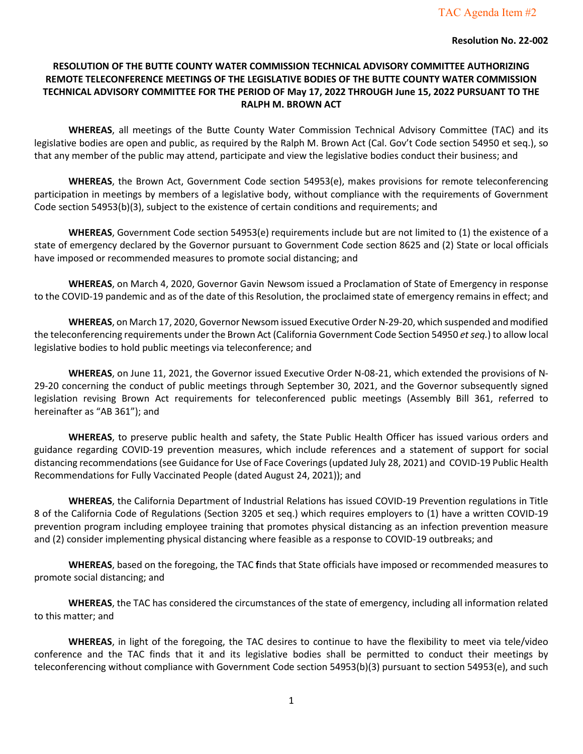TAC Agenda Item #2

**Resolution No. 22-002**

**RESOLUTION OF THE BUTTE COUNTY WATER COMMISSION TECHNICAL ADVISORY COMMITTEE AUTHORIZING REMOTE TELECONFERENCE MEETINGS OF THE LEGISLATIVE BODIES OF THE BUTTE COUNTY WATER COMMISSION TECHNICAL ADVISORY COMMITTEE FOR THE PERIOD OF May 17, 2022 THROUGH June 15, 2022 PURSUANT TO THE RALPH M. BROWN ACT**

**WHEREAS**, all meetings of the Butte County Water Commission Technical Advisory Committee (TAC) and its legislative bodies are open and public, as required by the Ralph M. Brown Act (Cal. Gov't Code section 54950 et seq.), so that any member of the public may attend, participate and view the legislative bodies conduct their business; and

**WHEREAS**, the Brown Act, Government Code section 54953(e), makes provisions for remote teleconferencing participation in meetings by members of a legislative body, without compliance with the requirements of Government Code section 54953(b)(3), subject to the existence of certain conditions and requirements; and

**WHEREAS**, Government Code section 54953(e) requirements include but are not limited to (1) the existence of a state of emergency declared by the Governor pursuant to Government Code section 8625 and (2) State or local officials have imposed or recommended measures to promote social distancing; and

**WHEREAS**, on March 4, 2020, Governor Gavin Newsom issued a Proclamation of State of Emergency in response to the COVID-19 pandemic and as of the date of this Resolution, the proclaimed state of emergency remains in effect; and

**WHEREAS**, on March 17, 2020, Governor Newsom issued Executive Order N-29-20, which suspended and modified the teleconferencing requirements under the Brown Act (California Government Code Section 54950 *et seq.*) to allow local legislative bodies to hold public meetings via teleconference; and

**WHEREAS**, on June 11, 2021, the Governor issued Executive Order N-08-21, which extended the provisions of N-29-20 concerning the conduct of public meetings through September 30, 2021, and the Governor subsequently signed legislation revising Brown Act requirements for teleconferenced public meetings (Assembly Bill 361, referred to hereinafter as "AB 361"); and

**WHEREAS**, to preserve public health and safety, the State Public Health Officer has issued various orders and guidance regarding COVID-19 prevention measures, which include references and a statement of support for social distancing recommendations (see Guidance for Use of Face Coverings (updated July 28, 2021) and COVID-19 Public Health Recommendations for Fully Vaccinated People (dated August 24, 2021)); and

**WHEREAS**, the California Department of Industrial Relations has issued COVID-19 Prevention regulations in Title 8 of the California Code of Regulations (Section 3205 et seq.) which requires employers to (1) have a written COVID-19 prevention program including employee training that promotes physical distancing as an infection prevention measure and (2) consider implementing physical distancing where feasible as a response to COVID-19 outbreaks; and

**WHEREAS**, based on the foregoing, the TAC finds that State officials have imposed or recommended measures to promote social distancing; and

**WHEREAS**, the TAC has considered the circumstances of the state of emergency, including all information related to this matter; and

**WHEREAS**, in light of the foregoing, the TAC desires to continue to have the flexibility to meet via tele/video conference and the TAC finds that it and its legislative bodies shall be permitted to conduct their meetings by teleconferencing without compliance with Government Code section 54953(b)(3) pursuant to section 54953(e), and such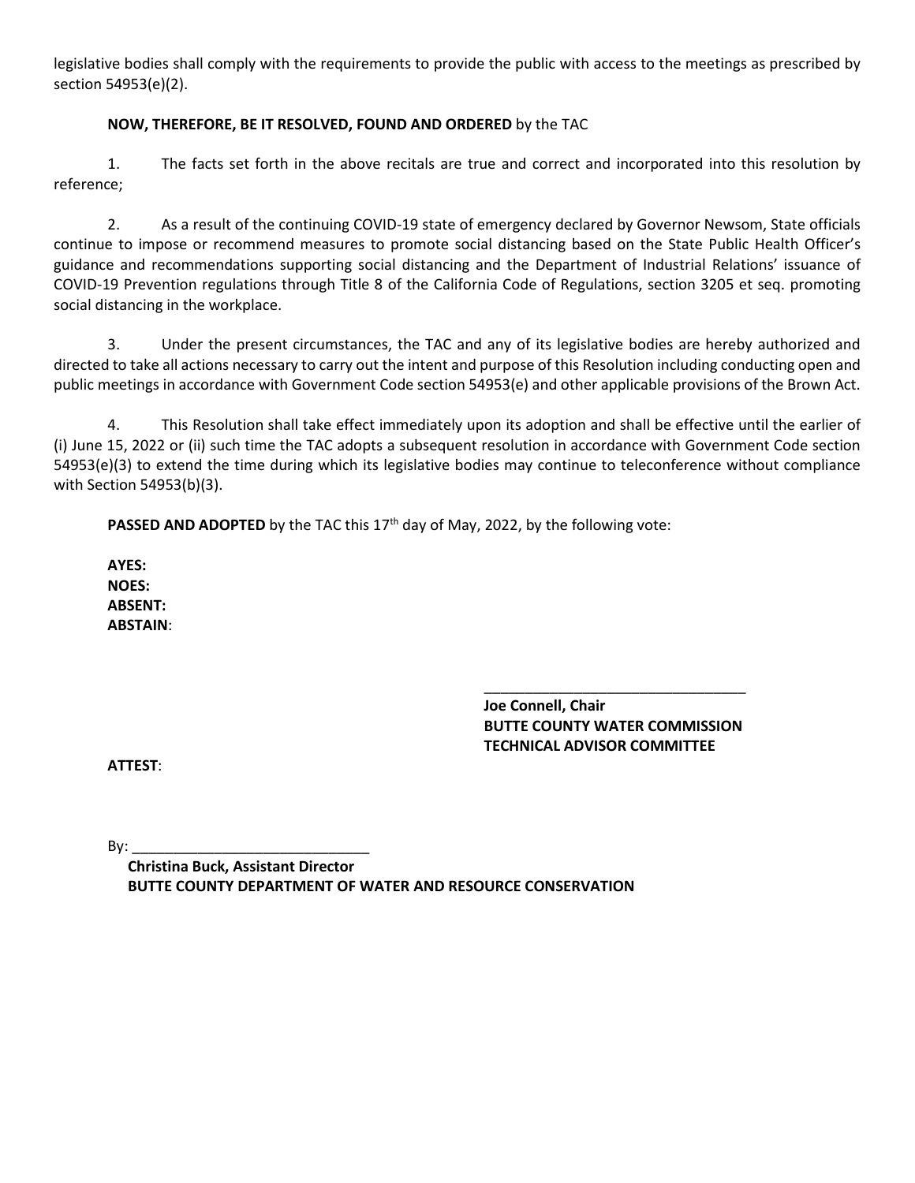legislative bodies shall comply with the requirements to provide the public with access to the meetings as prescribed by section 54953(e)(2).

**NOW, THEREFORE, BE IT RESOLVED, FOUND AND ORDERED** by the TAC

1. The facts set forth in the above recitals are true and correct and incorporated into this resolution by reference;

2. As a result of the continuing COVID-19 state of emergency declared by Governor Newsom, State officials continue to impose or recommend measures to promote social distancing based on the State Public Health Officer's guidance and recommendations supporting social distancing and the Department of Industrial Relations' issuance of COVID-19 Prevention regulations through Title 8 of the California Code of Regulations, section 3205 et seq. promoting social distancing in the workplace.

3. Under the present circumstances, the TAC and any of its legislative bodies are hereby authorized and directed to take all actions necessary to carry out the intent and purpose of this Resolution including conducting open and public meetings in accordance with Government Code section 54953(e) and other applicable provisions of the Brown Act.

4. This Resolution shall take effect immediately upon its adoption and shall be effective until the earlier of (i) June 15, 2022 or (ii) such time the TAC adopts a subsequent resolution in accordance with Government Code section 54953(e)(3) to extend the time during which its legislative bodies may continue to teleconference without compliance with Section 54953(b)(3).

**PASSED AND ADOPTED** by the TAC this 17th day of May, 2022, by the following vote:

**AYES:**
**NOES:**
**ABSENT:**
**ABSTAIN**:

\_\_\_\_\_\_\_\_\_\_\_\_\_\_\_\_\_\_\_\_\_\_\_\_\_\_\_\_\_\_\_\_\_\_
**Joe Connell, Chair**
**BUTTE COUNTY WATER COMMISSION**
**TECHNICAL ADVISOR COMMITTEE**

**ATTEST**:

By: \_\_\_\_\_\_\_\_\_\_\_\_\_\_\_\_\_\_\_\_\_\_\_\_\_\_\_\_\_\_
**Christina Buck, Assistant Director**
**BUTTE COUNTY DEPARTMENT OF WATER AND RESOURCE CONSERVATION**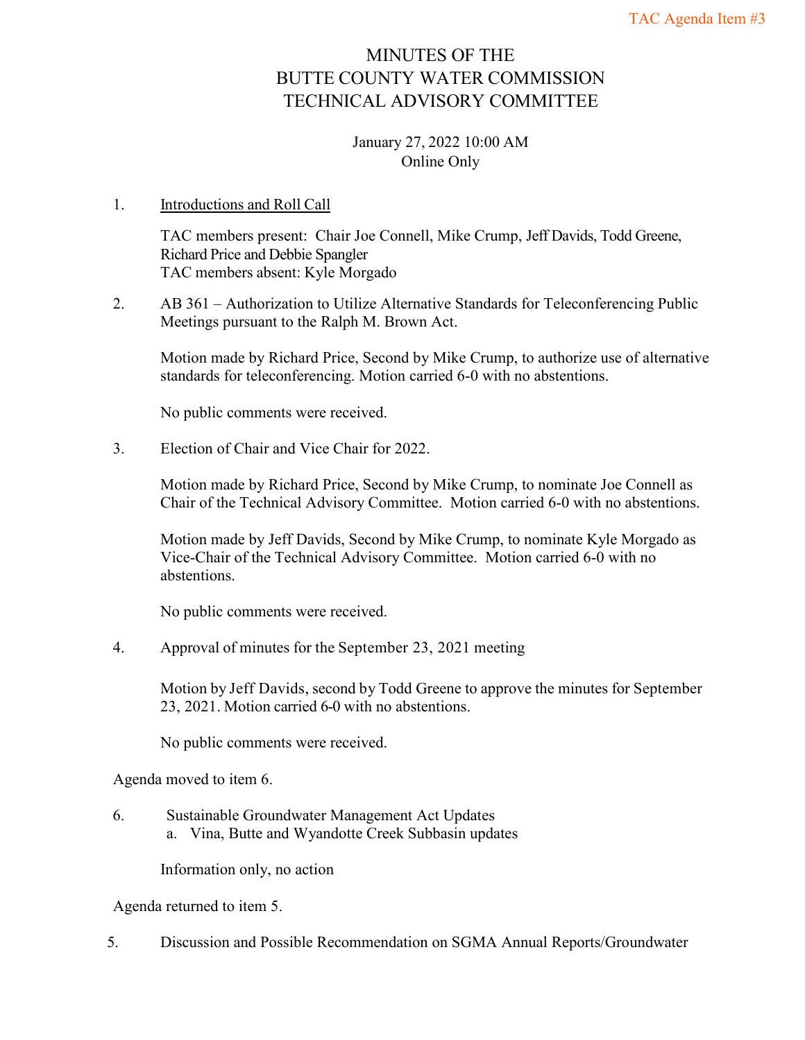TAC Agenda Item #3

# MINUTES OF THE BUTTE COUNTY WATER COMMISSION TECHNICAL ADVISORY COMMITTEE

January 27, 2022 10:00 AM
Online Only

1. Introductions and Roll Call

   TAC members present: Chair Joe Connell, Mike Crump, Jeff Davids, Todd Greene, Richard Price and Debbie Spangler
   TAC members absent: Kyle Morgado

2. AB 361 – Authorization to Utilize Alternative Standards for Teleconferencing Public Meetings pursuant to the Ralph M. Brown Act.

   Motion made by Richard Price, Second by Mike Crump, to authorize use of alternative standards for teleconferencing. Motion carried 6-0 with no abstentions.

   No public comments were received.

3. Election of Chair and Vice Chair for 2022.

   Motion made by Richard Price, Second by Mike Crump, to nominate Joe Connell as Chair of the Technical Advisory Committee. Motion carried 6-0 with no abstentions.

   Motion made by Jeff Davids, Second by Mike Crump, to nominate Kyle Morgado as Vice-Chair of the Technical Advisory Committee. Motion carried 6-0 with no abstentions.

   No public comments were received.

4. Approval of minutes for the September 23, 2021 meeting

   Motion by Jeff Davids, second by Todd Greene to approve the minutes for September 23, 2021. Motion carried 6-0 with no abstentions.

   No public comments were received.

Agenda moved to item 6.

6. Sustainable Groundwater Management Act Updates
   a. Vina, Butte and Wyandotte Creek Subbasin updates

   Information only, no action

Agenda returned to item 5.

5. Discussion and Possible Recommendation on SGMA Annual Reports/Groundwater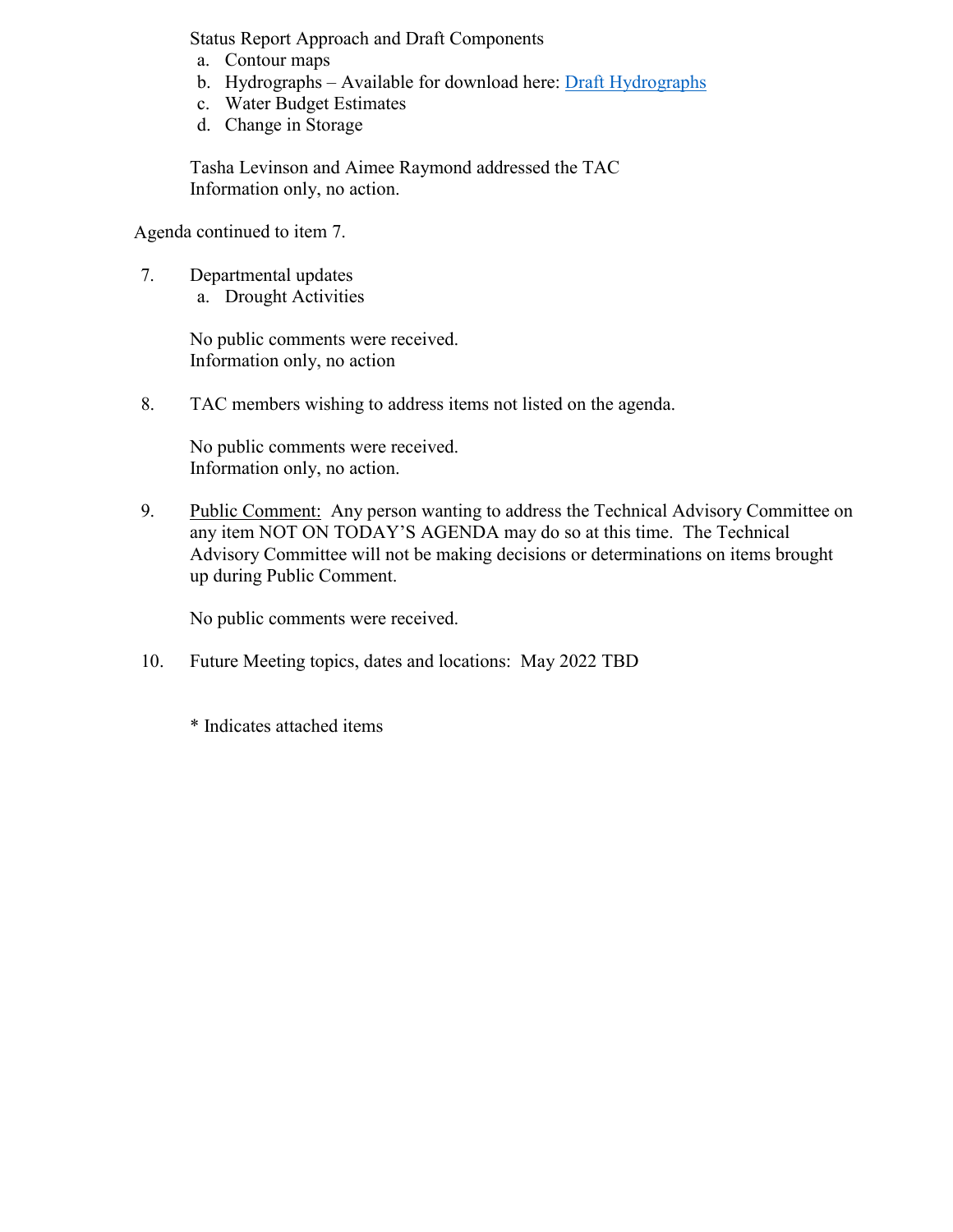Status Report Approach and Draft Components

a. Contour maps
b. Hydrographs – Available for download here: [Draft Hydrographs]
c. Water Budget Estimates
d. Change in Storage

Tasha Levinson and Aimee Raymond addressed the TAC
Information only, no action.

Agenda continued to item 7.

7. Departmental updates
   a. Drought Activities

   No public comments were received.
   Information only, no action

8. TAC members wishing to address items not listed on the agenda.

   No public comments were received.
   Information only, no action.

9. Public Comment: Any person wanting to address the Technical Advisory Committee on any item NOT ON TODAY'S AGENDA may do so at this time. The Technical Advisory Committee will not be making decisions or determinations on items brought up during Public Comment.

   No public comments were received.

10. Future Meeting topics, dates and locations: May 2022 TBD

\* Indicates attached items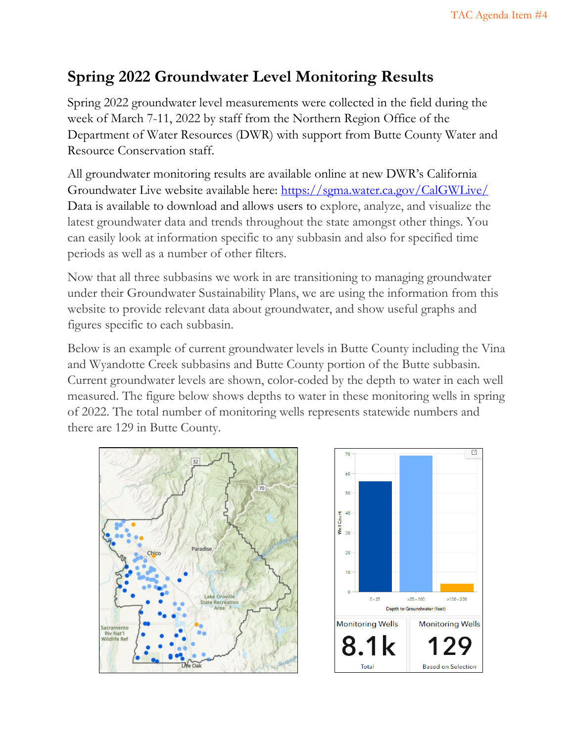# Spring 2022 Groundwater Level Monitoring Results

Spring 2022 groundwater level measurements were collected in the field during the week of March 7-11, 2022 by staff from the Northern Region Office of the Department of Water Resources (DWR) with support from Butte County Water and Resource Conservation staff.

All groundwater monitoring results are available online at new DWR's California Groundwater Live website available here: [https://sgma.water.ca.gov/CalGWLive/](https://sgma.water.ca.gov/CalGWLive/) Data is available to download and allows users to explore, analyze, and visualize the latest groundwater data and trends throughout the state amongst other things. You can easily look at information specific to any subbasin and also for specified time periods as well as a number of other filters.

Now that all three subbasins we work in are transitioning to managing groundwater under their Groundwater Sustainability Plans, we are using the information from this website to provide relevant data about groundwater, and show useful graphs and figures specific to each subbasin.

Below is an example of current groundwater levels in Butte County including the Vina and Wyandotte Creek subbasins and Butte County portion of the Butte subbasin. Current groundwater levels are shown, color-coded by the depth to water in each well measured. The figure below shows depths to water in these monitoring wells in spring of 2022. The total number of monitoring wells represents statewide numbers and there are 129 in Butte County.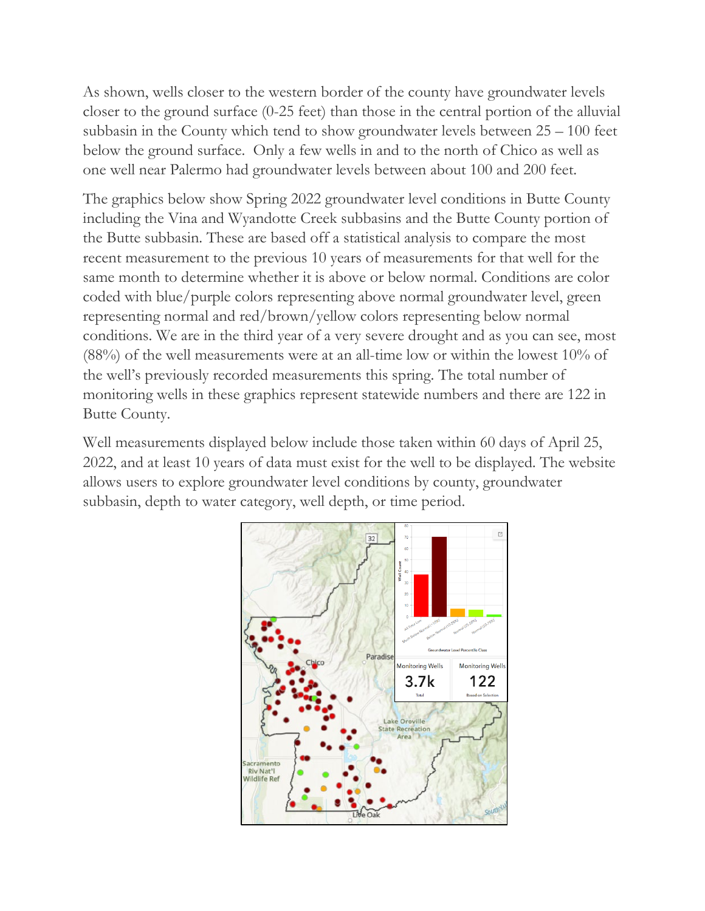As shown, wells closer to the western border of the county have groundwater levels closer to the ground surface (0-25 feet) than those in the central portion of the alluvial subbasin in the County which tend to show groundwater levels between 25 – 100 feet below the ground surface. Only a few wells in and to the north of Chico as well as one well near Palermo had groundwater levels between about 100 and 200 feet.

The graphics below show Spring 2022 groundwater level conditions in Butte County including the Vina and Wyandotte Creek subbasins and the Butte County portion of the Butte subbasin. These are based off a statistical analysis to compare the most recent measurement to the previous 10 years of measurements for that well for the same month to determine whether it is above or below normal. Conditions are color coded with blue/purple colors representing above normal groundwater level, green representing normal and red/brown/yellow colors representing below normal conditions. We are in the third year of a very severe drought and as you can see, most (88%) of the well measurements were at an all-time low or within the lowest 10% of the well's previously recorded measurements this spring. The total number of monitoring wells in these graphics represent statewide numbers and there are 122 in Butte County.

Well measurements displayed below include those taken within 60 days of April 25, 2022, and at least 10 years of data must exist for the well to be displayed. The website allows users to explore groundwater level conditions by county, groundwater subbasin, depth to water category, well depth, or time period.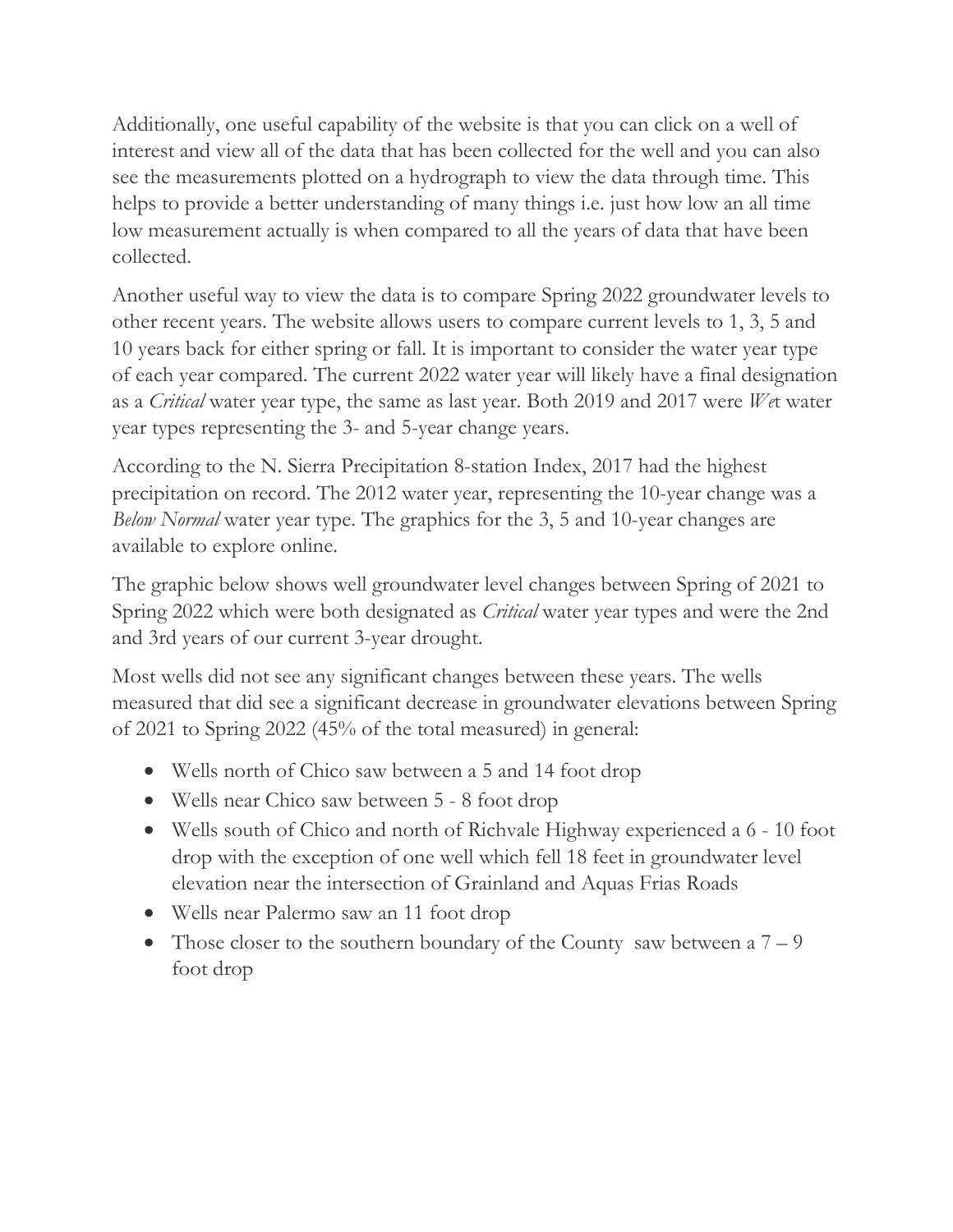Additionally, one useful capability of the website is that you can click on a well of interest and view all of the data that has been collected for the well and you can also see the measurements plotted on a hydrograph to view the data through time. This helps to provide a better understanding of many things i.e. just how low an all time low measurement actually is when compared to all the years of data that have been collected.

Another useful way to view the data is to compare Spring 2022 groundwater levels to other recent years. The website allows users to compare current levels to 1, 3, 5 and 10 years back for either spring or fall. It is important to consider the water year type of each year compared. The current 2022 water year will likely have a final designation as a *Critical* water year type, the same as last year. Both 2019 and 2017 were *We*t water year types representing the 3- and 5-year change years.

According to the N. Sierra Precipitation 8-station Index, 2017 had the highest precipitation on record. The 2012 water year, representing the 10-year change was a *Below Normal* water year type. The graphics for the 3, 5 and 10-year changes are available to explore online.

The graphic below shows well groundwater level changes between Spring of 2021 to Spring 2022 which were both designated as *Critical* water year types and were the 2nd and 3rd years of our current 3-year drought.

Most wells did not see any significant changes between these years. The wells measured that did see a significant decrease in groundwater elevations between Spring of 2021 to Spring 2022 (45% of the total measured) in general:

- Wells north of Chico saw between a 5 and 14 foot drop
- Wells near Chico saw between 5 - 8 foot drop
- Wells south of Chico and north of Richvale Highway experienced a 6 - 10 foot drop with the exception of one well which fell 18 feet in groundwater level elevation near the intersection of Grainland and Aquas Frias Roads
- Wells near Palermo saw an 11 foot drop
- Those closer to the southern boundary of the County saw between a 7 – 9 foot drop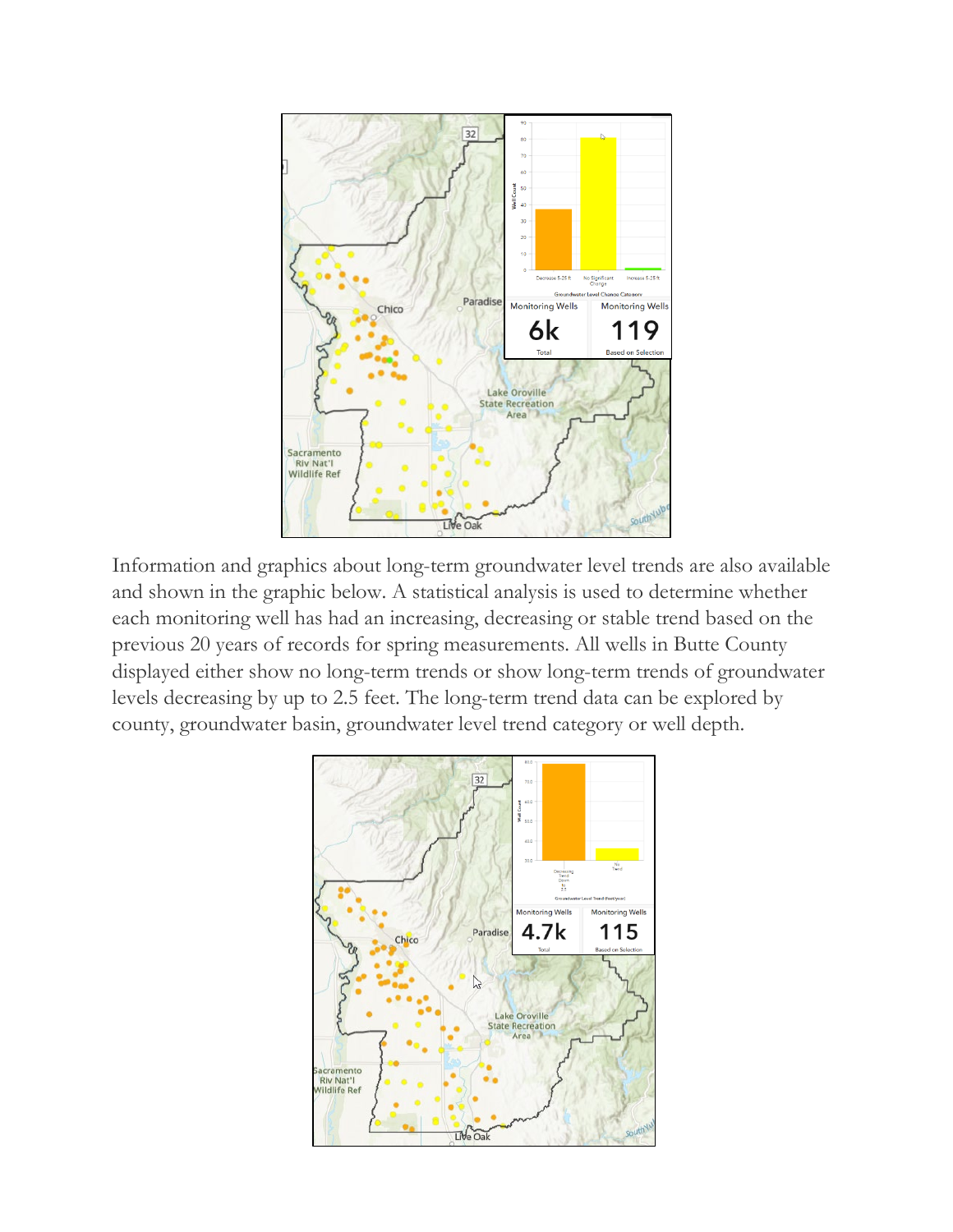32

Chico

Paradise

Lake Oroville State Recreation Area

Sacramento Riv Nat'l Wildlife Ref

Live Oak

South Yuba

Well Count

Decrease 5-25 ft

No Significant Change

Increase 5-25 ft

Groundwater Level Change Category

Monitoring Wells

6k

Total

Monitoring Wells

119

Based on Selection

Information and graphics about long-term groundwater level trends are also available and shown in the graphic below. A statistical analysis is used to determine whether each monitoring well has had an increasing, decreasing or stable trend based on the previous 20 years of records for spring measurements. All wells in Butte County displayed either show no long-term trends or show long-term trends of groundwater levels decreasing by up to 2.5 feet. The long-term trend data can be explored by county, groundwater basin, groundwater level trend category or well depth.

32

Chico

Paradise

Lake Oroville State Recreation Area

Sacramento Riv Nat'l Wildlife Ref

Live Oak

Well Count

Decreasing Trend Down to 2.5

No Trend

Groundwater Level Trend (feet/year)

Monitoring Wells

4.7k

Total

Monitoring Wells

115

Based on Selection